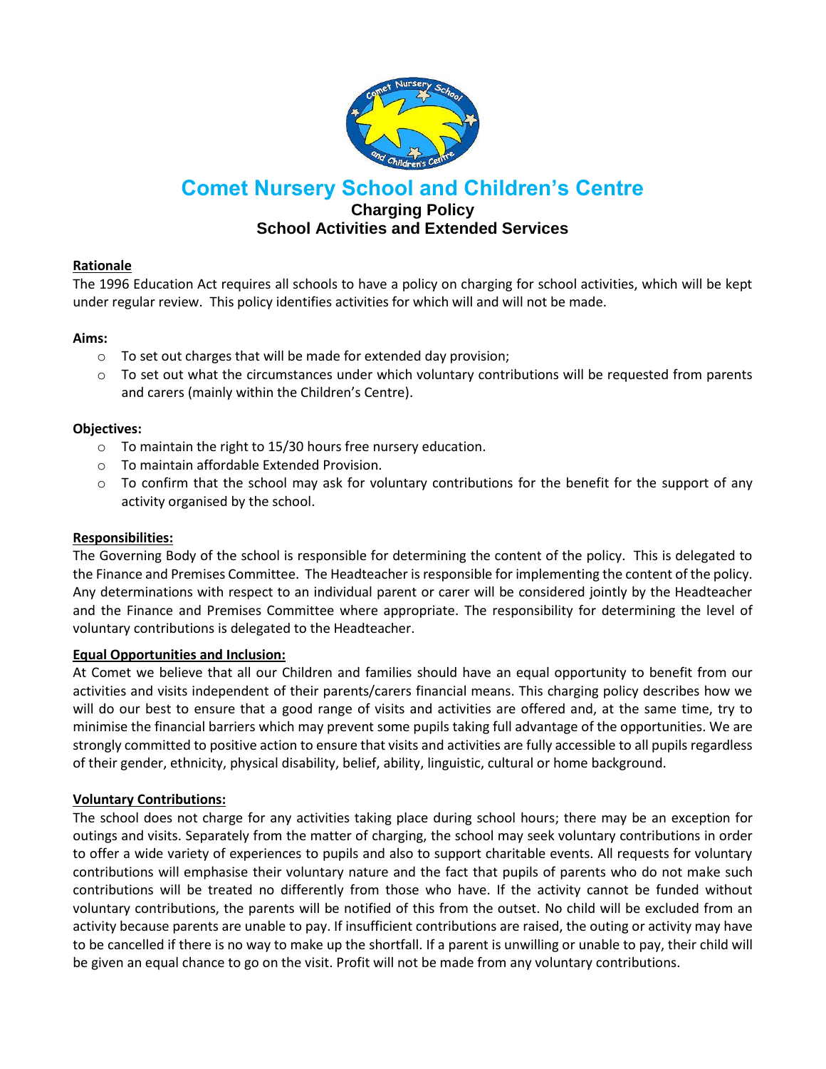# Comet Nursery School and Children's Centre

## Charging Policy
## School Activities and Extended Services

**Rationale**

The 1996 Education Act requires all schools to have a policy on charging for school activities, which will be kept under regular review. This policy identifies activities for which will and will not be made.

**Aims:**

- To set out charges that will be made for extended day provision;
- To set out what the circumstances under which voluntary contributions will be requested from parents and carers (mainly within the Children's Centre).

**Objectives:**

- To maintain the right to 15/30 hours free nursery education.
- To maintain affordable Extended Provision.
- To confirm that the school may ask for voluntary contributions for the benefit for the support of any activity organised by the school.

**Responsibilities:**

The Governing Body of the school is responsible for determining the content of the policy. This is delegated to the Finance and Premises Committee. The Headteacher is responsible for implementing the content of the policy. Any determinations with respect to an individual parent or carer will be considered jointly by the Headteacher and the Finance and Premises Committee where appropriate. The responsibility for determining the level of voluntary contributions is delegated to the Headteacher.

**Equal Opportunities and Inclusion:**

At Comet we believe that all our Children and families should have an equal opportunity to benefit from our activities and visits independent of their parents/carers financial means. This charging policy describes how we will do our best to ensure that a good range of visits and activities are offered and, at the same time, try to minimise the financial barriers which may prevent some pupils taking full advantage of the opportunities. We are strongly committed to positive action to ensure that visits and activities are fully accessible to all pupils regardless of their gender, ethnicity, physical disability, belief, ability, linguistic, cultural or home background.

**Voluntary Contributions:**

The school does not charge for any activities taking place during school hours; there may be an exception for outings and visits. Separately from the matter of charging, the school may seek voluntary contributions in order to offer a wide variety of experiences to pupils and also to support charitable events. All requests for voluntary contributions will emphasise their voluntary nature and the fact that pupils of parents who do not make such contributions will be treated no differently from those who have. If the activity cannot be funded without voluntary contributions, the parents will be notified of this from the outset. No child will be excluded from an activity because parents are unable to pay. If insufficient contributions are raised, the outing or activity may have to be cancelled if there is no way to make up the shortfall. If a parent is unwilling or unable to pay, their child will be given an equal chance to go on the visit. Profit will not be made from any voluntary contributions.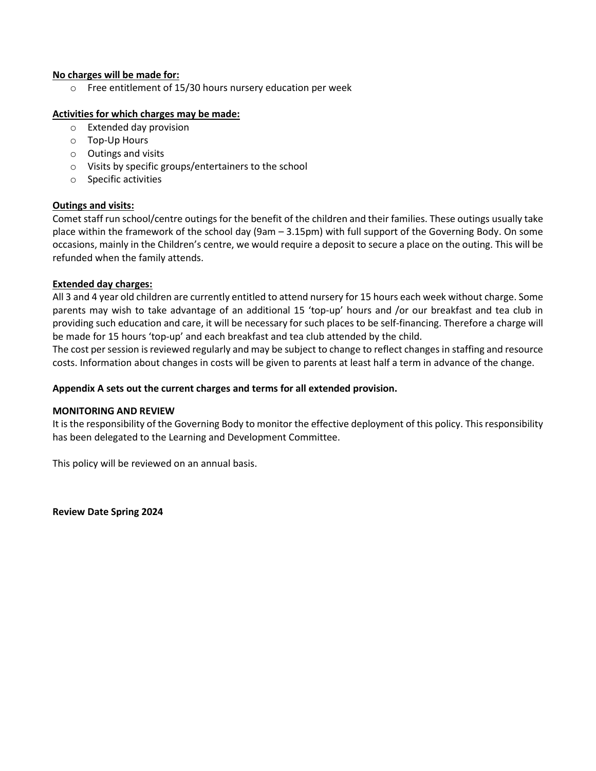**No charges will be made for:**

- Free entitlement of 15/30 hours nursery education per week

**Activities for which charges may be made:**

- Extended day provision
- Top-Up Hours
- Outings and visits
- Visits by specific groups/entertainers to the school
- Specific activities

**Outings and visits:**

Comet staff run school/centre outings for the benefit of the children and their families. These outings usually take place within the framework of the school day (9am – 3.15pm) with full support of the Governing Body. On some occasions, mainly in the Children's centre, we would require a deposit to secure a place on the outing. This will be refunded when the family attends.

**Extended day charges:**

All 3 and 4 year old children are currently entitled to attend nursery for 15 hours each week without charge. Some parents may wish to take advantage of an additional 15 'top-up' hours and /or our breakfast and tea club in providing such education and care, it will be necessary for such places to be self-financing. Therefore a charge will be made for 15 hours 'top-up' and each breakfast and tea club attended by the child.

The cost per session is reviewed regularly and may be subject to change to reflect changes in staffing and resource costs. Information about changes in costs will be given to parents at least half a term in advance of the change.

**Appendix A sets out the current charges and terms for all extended provision.**

**MONITORING AND REVIEW**

It is the responsibility of the Governing Body to monitor the effective deployment of this policy. This responsibility has been delegated to the Learning and Development Committee.

This policy will be reviewed on an annual basis.

**Review Date Spring 2024**